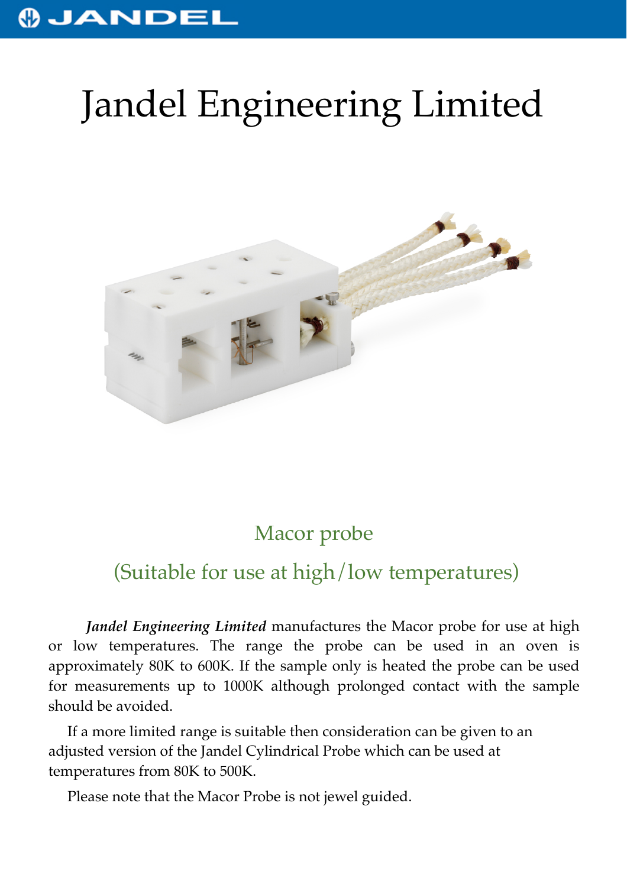# Jandel Engineering Limited

## Macor probe

## (Suitable for use at high/low temperatures)

***Jandel Engineering Limited*** manufactures the Macor probe for use at high or low temperatures. The range the probe can be used in an oven is approximately 80K to 600K. If the sample only is heated the probe can be used for measurements up to 1000K although prolonged contact with the sample should be avoided.

If a more limited range is suitable then consideration can be given to an adjusted version of the Jandel Cylindrical Probe which can be used at temperatures from 80K to 500K.

Please note that the Macor Probe is not jewel guided.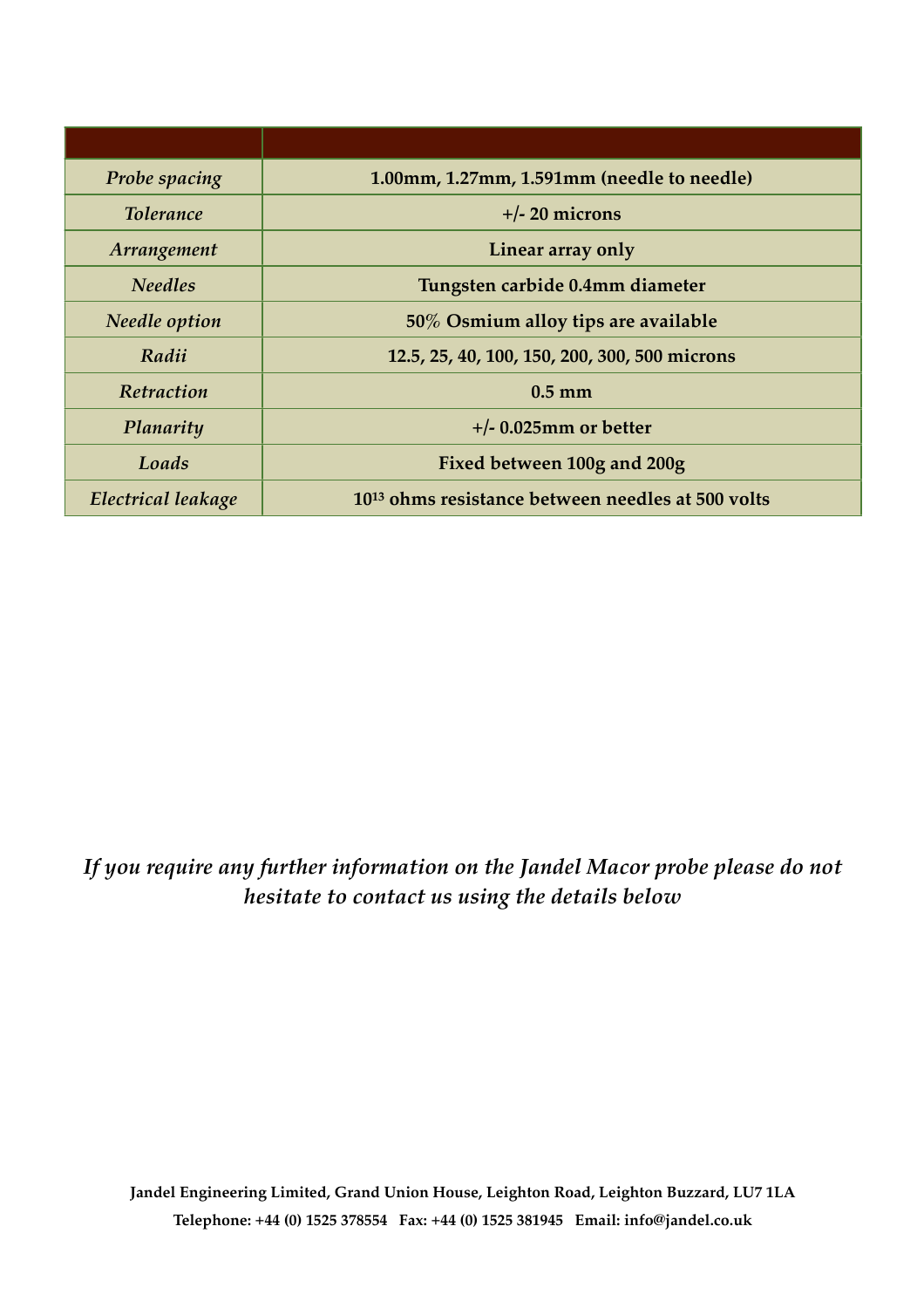| | |
|---|---|
| *Probe spacing* | **1.00mm, 1.27mm, 1.591mm (needle to needle)** |
| *Tolerance* | **+/- 20 microns** |
| *Arrangement* | **Linear array only** |
| *Needles* | **Tungsten carbide 0.4mm diameter** |
| *Needle option* | **50% Osmium alloy tips are available** |
| *Radii* | **12.5, 25, 40, 100, 150, 200, 300, 500 microns** |
| *Retraction* | **0.5 mm** |
| *Planarity* | **+/- 0.025mm or better** |
| *Loads* | **Fixed between 100g and 200g** |
| *Electrical leakage* | **$10^{13}$ ohms resistance between needles at 500 volts** |

***If you require any further information on the Jandel Macor probe please do not hesitate to contact us using the details below***

**Jandel Engineering Limited, Grand Union House, Leighton Road, Leighton Buzzard, LU7 1LA**

**Telephone: +44 (0) 1525 378554 Fax: +44 (0) 1525 381945 Email: info@jandel.co.uk**